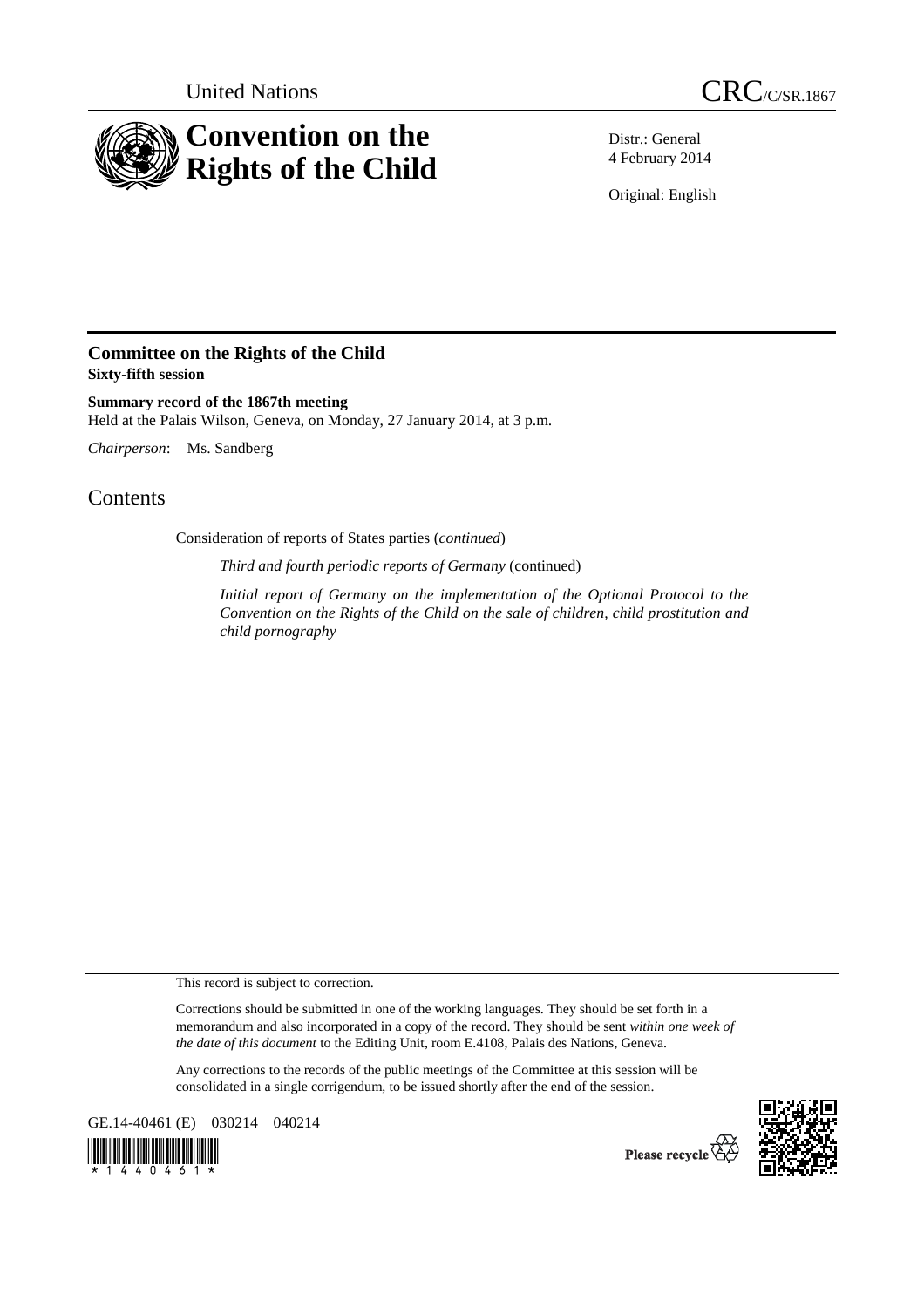United Nations

CRC/C/SR.1867

# Convention on the Rights of the Child

Distr.: General
4 February 2014

Original: English

## Committee on the Rights of the Child
**Sixty-fifth session**

**Summary record of the 1867th meeting**
Held at the Palais Wilson, Geneva, on Monday, 27 January 2014, at 3 p.m.

*Chairperson*: Ms. Sandberg

# Contents

Consideration of reports of States parties (*continued*)

*Third and fourth periodic reports of Germany* (continued)

*Initial report of Germany on the implementation of the Optional Protocol to the Convention on the Rights of the Child on the sale of children, child prostitution and child pornography*

This record is subject to correction.

Corrections should be submitted in one of the working languages. They should be set forth in a memorandum and also incorporated in a copy of the record. They should be sent *within one week of the date of this document* to the Editing Unit, room E.4108, Palais des Nations, Geneva.

Any corrections to the records of the public meetings of the Committee at this session will be consolidated in a single corrigendum, to be issued shortly after the end of the session.

GE.14-40461 (E) 030214 040214

Please recycle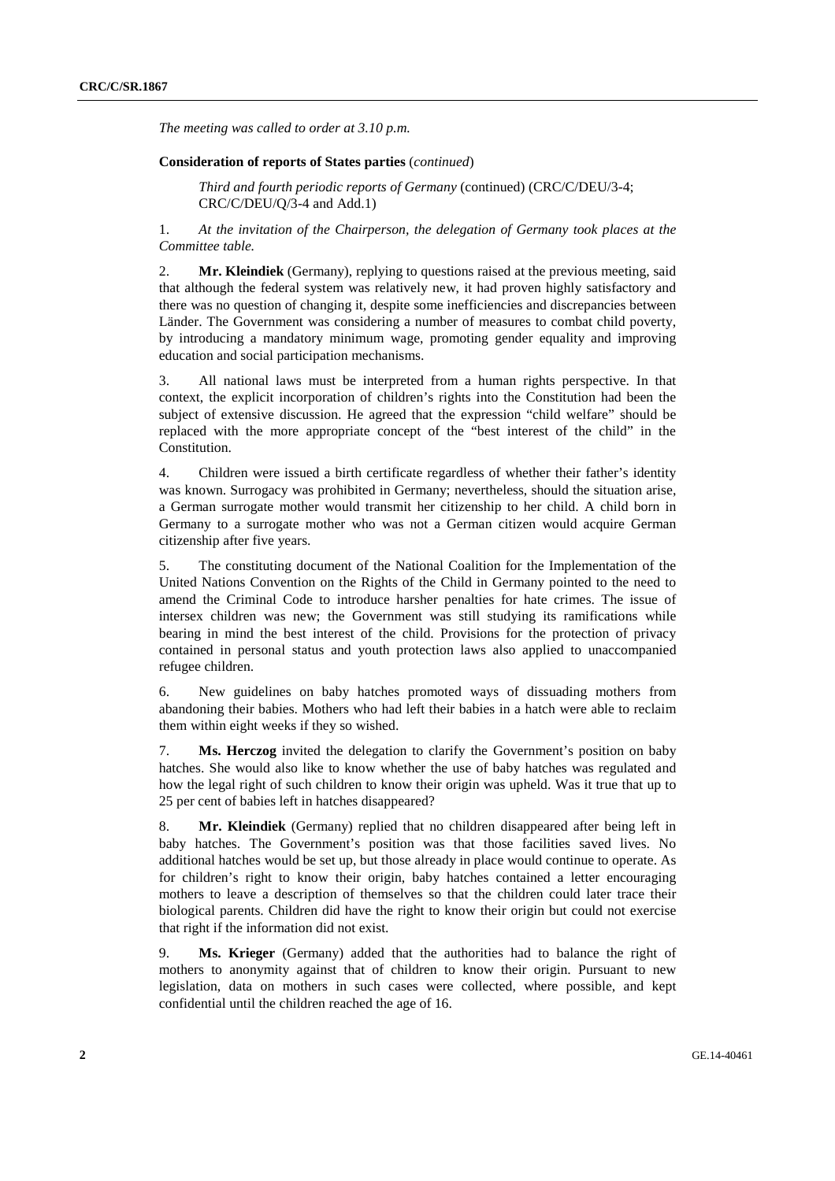*The meeting was called to order at 3.10 p.m.*

**Consideration of reports of States parties** (*continued*)

*Third and fourth periodic reports of Germany* (continued) (CRC/C/DEU/3-4; CRC/C/DEU/Q/3-4 and Add.1)

1. *At the invitation of the Chairperson, the delegation of Germany took places at the Committee table.*

2. **Mr. Kleindiek** (Germany), replying to questions raised at the previous meeting, said that although the federal system was relatively new, it had proven highly satisfactory and there was no question of changing it, despite some inefficiencies and discrepancies between Länder. The Government was considering a number of measures to combat child poverty, by introducing a mandatory minimum wage, promoting gender equality and improving education and social participation mechanisms.

3. All national laws must be interpreted from a human rights perspective. In that context, the explicit incorporation of children's rights into the Constitution had been the subject of extensive discussion. He agreed that the expression "child welfare" should be replaced with the more appropriate concept of the "best interest of the child" in the Constitution.

4. Children were issued a birth certificate regardless of whether their father's identity was known. Surrogacy was prohibited in Germany; nevertheless, should the situation arise, a German surrogate mother would transmit her citizenship to her child. A child born in Germany to a surrogate mother who was not a German citizen would acquire German citizenship after five years.

5. The constituting document of the National Coalition for the Implementation of the United Nations Convention on the Rights of the Child in Germany pointed to the need to amend the Criminal Code to introduce harsher penalties for hate crimes. The issue of intersex children was new; the Government was still studying its ramifications while bearing in mind the best interest of the child. Provisions for the protection of privacy contained in personal status and youth protection laws also applied to unaccompanied refugee children.

6. New guidelines on baby hatches promoted ways of dissuading mothers from abandoning their babies. Mothers who had left their babies in a hatch were able to reclaim them within eight weeks if they so wished.

7. **Ms. Herczog** invited the delegation to clarify the Government's position on baby hatches. She would also like to know whether the use of baby hatches was regulated and how the legal right of such children to know their origin was upheld. Was it true that up to 25 per cent of babies left in hatches disappeared?

8. **Mr. Kleindiek** (Germany) replied that no children disappeared after being left in baby hatches. The Government's position was that those facilities saved lives. No additional hatches would be set up, but those already in place would continue to operate. As for children's right to know their origin, baby hatches contained a letter encouraging mothers to leave a description of themselves so that the children could later trace their biological parents. Children did have the right to know their origin but could not exercise that right if the information did not exist.

9. **Ms. Krieger** (Germany) added that the authorities had to balance the right of mothers to anonymity against that of children to know their origin. Pursuant to new legislation, data on mothers in such cases were collected, where possible, and kept confidential until the children reached the age of 16.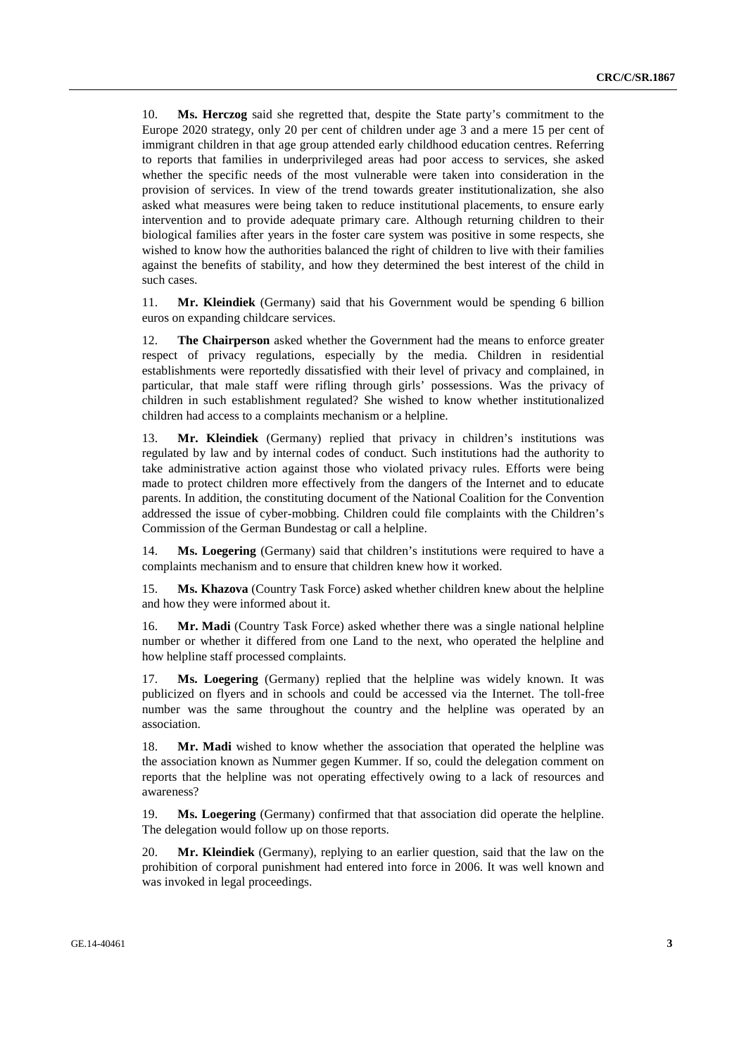10. **Ms. Herczog** said she regretted that, despite the State party's commitment to the Europe 2020 strategy, only 20 per cent of children under age 3 and a mere 15 per cent of immigrant children in that age group attended early childhood education centres. Referring to reports that families in underprivileged areas had poor access to services, she asked whether the specific needs of the most vulnerable were taken into consideration in the provision of services. In view of the trend towards greater institutionalization, she also asked what measures were being taken to reduce institutional placements, to ensure early intervention and to provide adequate primary care. Although returning children to their biological families after years in the foster care system was positive in some respects, she wished to know how the authorities balanced the right of children to live with their families against the benefits of stability, and how they determined the best interest of the child in such cases.

11. **Mr. Kleindiek** (Germany) said that his Government would be spending 6 billion euros on expanding childcare services.

12. **The Chairperson** asked whether the Government had the means to enforce greater respect of privacy regulations, especially by the media. Children in residential establishments were reportedly dissatisfied with their level of privacy and complained, in particular, that male staff were rifling through girls' possessions. Was the privacy of children in such establishment regulated? She wished to know whether institutionalized children had access to a complaints mechanism or a helpline.

13. **Mr. Kleindiek** (Germany) replied that privacy in children's institutions was regulated by law and by internal codes of conduct. Such institutions had the authority to take administrative action against those who violated privacy rules. Efforts were being made to protect children more effectively from the dangers of the Internet and to educate parents. In addition, the constituting document of the National Coalition for the Convention addressed the issue of cyber-mobbing. Children could file complaints with the Children's Commission of the German Bundestag or call a helpline.

14. **Ms. Loegering** (Germany) said that children's institutions were required to have a complaints mechanism and to ensure that children knew how it worked.

15. **Ms. Khazova** (Country Task Force) asked whether children knew about the helpline and how they were informed about it.

16. **Mr. Madi** (Country Task Force) asked whether there was a single national helpline number or whether it differed from one Land to the next, who operated the helpline and how helpline staff processed complaints.

17. **Ms. Loegering** (Germany) replied that the helpline was widely known. It was publicized on flyers and in schools and could be accessed via the Internet. The toll-free number was the same throughout the country and the helpline was operated by an association.

18. **Mr. Madi** wished to know whether the association that operated the helpline was the association known as Nummer gegen Kummer. If so, could the delegation comment on reports that the helpline was not operating effectively owing to a lack of resources and awareness?

19. **Ms. Loegering** (Germany) confirmed that that association did operate the helpline. The delegation would follow up on those reports.

20. **Mr. Kleindiek** (Germany), replying to an earlier question, said that the law on the prohibition of corporal punishment had entered into force in 2006. It was well known and was invoked in legal proceedings.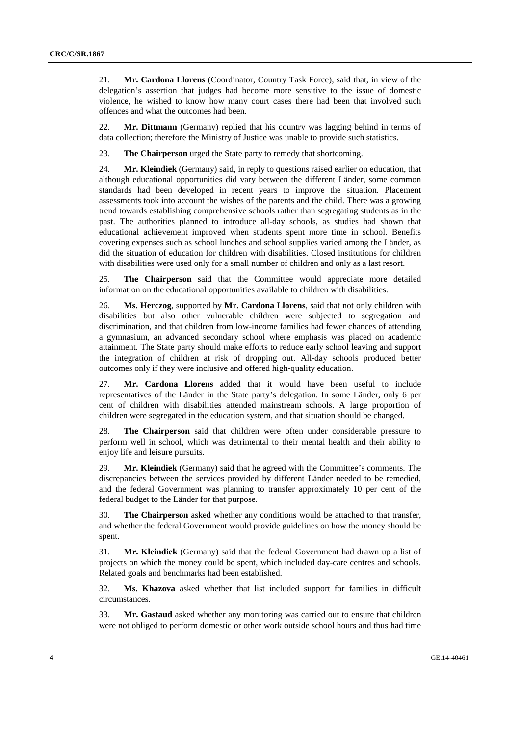21. **Mr. Cardona Llorens** (Coordinator, Country Task Force), said that, in view of the delegation's assertion that judges had become more sensitive to the issue of domestic violence, he wished to know how many court cases there had been that involved such offences and what the outcomes had been.

22. **Mr. Dittmann** (Germany) replied that his country was lagging behind in terms of data collection; therefore the Ministry of Justice was unable to provide such statistics.

23. **The Chairperson** urged the State party to remedy that shortcoming.

24. **Mr. Kleindiek** (Germany) said, in reply to questions raised earlier on education, that although educational opportunities did vary between the different Länder, some common standards had been developed in recent years to improve the situation. Placement assessments took into account the wishes of the parents and the child. There was a growing trend towards establishing comprehensive schools rather than segregating students as in the past. The authorities planned to introduce all-day schools, as studies had shown that educational achievement improved when students spent more time in school. Benefits covering expenses such as school lunches and school supplies varied among the Länder, as did the situation of education for children with disabilities. Closed institutions for children with disabilities were used only for a small number of children and only as a last resort.

25. **The Chairperson** said that the Committee would appreciate more detailed information on the educational opportunities available to children with disabilities.

26. **Ms. Herczog**, supported by **Mr. Cardona Llorens**, said that not only children with disabilities but also other vulnerable children were subjected to segregation and discrimination, and that children from low-income families had fewer chances of attending a gymnasium, an advanced secondary school where emphasis was placed on academic attainment. The State party should make efforts to reduce early school leaving and support the integration of children at risk of dropping out. All-day schools produced better outcomes only if they were inclusive and offered high-quality education.

27. **Mr. Cardona Llorens** added that it would have been useful to include representatives of the Länder in the State party's delegation. In some Länder, only 6 per cent of children with disabilities attended mainstream schools. A large proportion of children were segregated in the education system, and that situation should be changed.

28. **The Chairperson** said that children were often under considerable pressure to perform well in school, which was detrimental to their mental health and their ability to enjoy life and leisure pursuits.

29. **Mr. Kleindiek** (Germany) said that he agreed with the Committee's comments. The discrepancies between the services provided by different Länder needed to be remedied, and the federal Government was planning to transfer approximately 10 per cent of the federal budget to the Länder for that purpose.

30. **The Chairperson** asked whether any conditions would be attached to that transfer, and whether the federal Government would provide guidelines on how the money should be spent.

31. **Mr. Kleindiek** (Germany) said that the federal Government had drawn up a list of projects on which the money could be spent, which included day-care centres and schools. Related goals and benchmarks had been established.

32. **Ms. Khazova** asked whether that list included support for families in difficult circumstances.

33. **Mr. Gastaud** asked whether any monitoring was carried out to ensure that children were not obliged to perform domestic or other work outside school hours and thus had time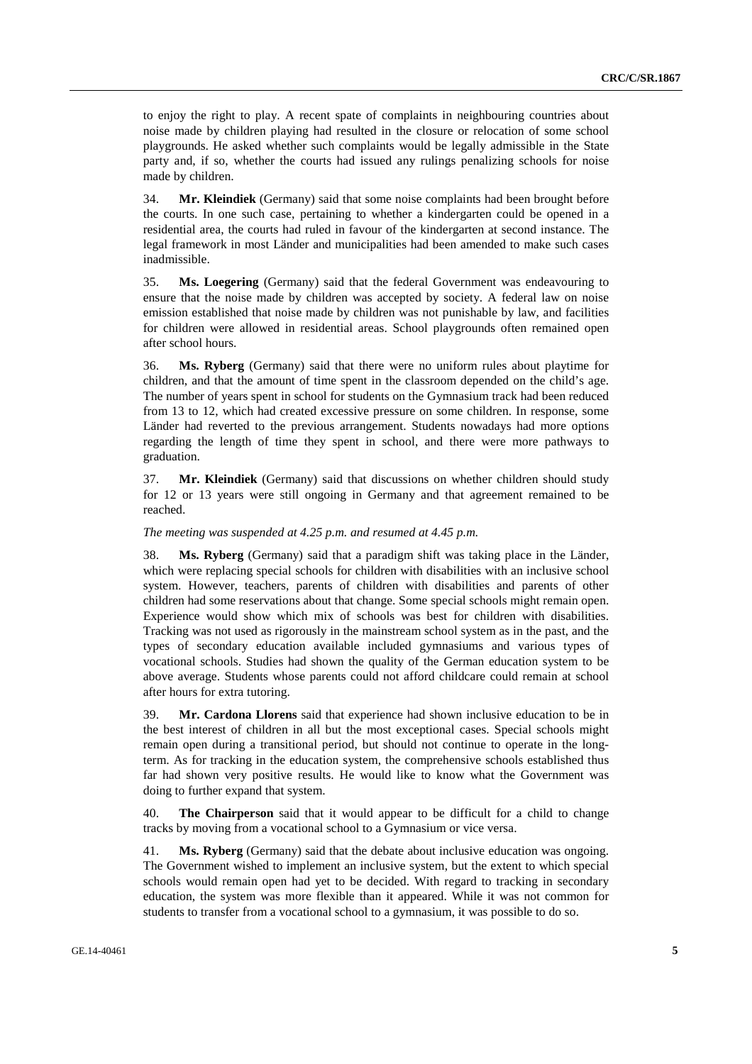to enjoy the right to play. A recent spate of complaints in neighbouring countries about noise made by children playing had resulted in the closure or relocation of some school playgrounds. He asked whether such complaints would be legally admissible in the State party and, if so, whether the courts had issued any rulings penalizing schools for noise made by children.

34. **Mr. Kleindiek** (Germany) said that some noise complaints had been brought before the courts. In one such case, pertaining to whether a kindergarten could be opened in a residential area, the courts had ruled in favour of the kindergarten at second instance. The legal framework in most Länder and municipalities had been amended to make such cases inadmissible.

35. **Ms. Loegering** (Germany) said that the federal Government was endeavouring to ensure that the noise made by children was accepted by society. A federal law on noise emission established that noise made by children was not punishable by law, and facilities for children were allowed in residential areas. School playgrounds often remained open after school hours.

36. **Ms. Ryberg** (Germany) said that there were no uniform rules about playtime for children, and that the amount of time spent in the classroom depended on the child's age. The number of years spent in school for students on the Gymnasium track had been reduced from 13 to 12, which had created excessive pressure on some children. In response, some Länder had reverted to the previous arrangement. Students nowadays had more options regarding the length of time they spent in school, and there were more pathways to graduation.

37. **Mr. Kleindiek** (Germany) said that discussions on whether children should study for 12 or 13 years were still ongoing in Germany and that agreement remained to be reached.

*The meeting was suspended at 4.25 p.m. and resumed at 4.45 p.m.*

38. **Ms. Ryberg** (Germany) said that a paradigm shift was taking place in the Länder, which were replacing special schools for children with disabilities with an inclusive school system. However, teachers, parents of children with disabilities and parents of other children had some reservations about that change. Some special schools might remain open. Experience would show which mix of schools was best for children with disabilities. Tracking was not used as rigorously in the mainstream school system as in the past, and the types of secondary education available included gymnasiums and various types of vocational schools. Studies had shown the quality of the German education system to be above average. Students whose parents could not afford childcare could remain at school after hours for extra tutoring.

39. **Mr. Cardona Llorens** said that experience had shown inclusive education to be in the best interest of children in all but the most exceptional cases. Special schools might remain open during a transitional period, but should not continue to operate in the long-term. As for tracking in the education system, the comprehensive schools established thus far had shown very positive results. He would like to know what the Government was doing to further expand that system.

40. **The Chairperson** said that it would appear to be difficult for a child to change tracks by moving from a vocational school to a Gymnasium or vice versa.

41. **Ms. Ryberg** (Germany) said that the debate about inclusive education was ongoing. The Government wished to implement an inclusive system, but the extent to which special schools would remain open had yet to be decided. With regard to tracking in secondary education, the system was more flexible than it appeared. While it was not common for students to transfer from a vocational school to a gymnasium, it was possible to do so.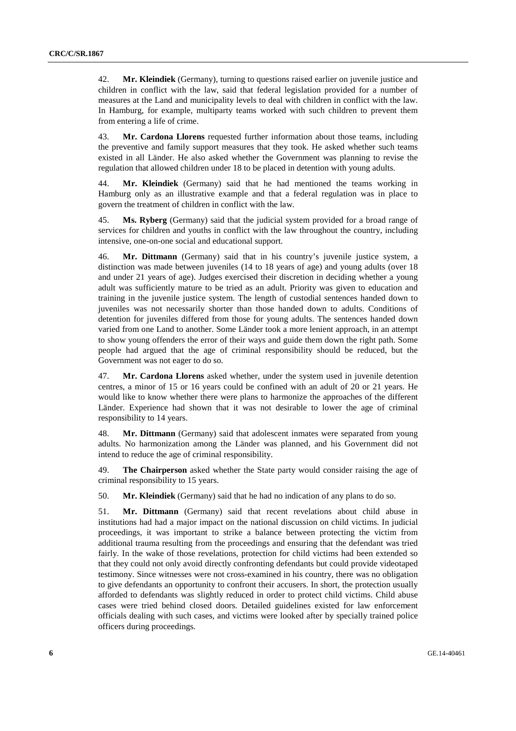42. **Mr. Kleindiek** (Germany), turning to questions raised earlier on juvenile justice and children in conflict with the law, said that federal legislation provided for a number of measures at the Land and municipality levels to deal with children in conflict with the law. In Hamburg, for example, multiparty teams worked with such children to prevent them from entering a life of crime.

43. **Mr. Cardona Llorens** requested further information about those teams, including the preventive and family support measures that they took. He asked whether such teams existed in all Länder. He also asked whether the Government was planning to revise the regulation that allowed children under 18 to be placed in detention with young adults.

44. **Mr. Kleindiek** (Germany) said that he had mentioned the teams working in Hamburg only as an illustrative example and that a federal regulation was in place to govern the treatment of children in conflict with the law.

45. **Ms. Ryberg** (Germany) said that the judicial system provided for a broad range of services for children and youths in conflict with the law throughout the country, including intensive, one-on-one social and educational support.

46. **Mr. Dittmann** (Germany) said that in his country's juvenile justice system, a distinction was made between juveniles (14 to 18 years of age) and young adults (over 18 and under 21 years of age). Judges exercised their discretion in deciding whether a young adult was sufficiently mature to be tried as an adult. Priority was given to education and training in the juvenile justice system. The length of custodial sentences handed down to juveniles was not necessarily shorter than those handed down to adults. Conditions of detention for juveniles differed from those for young adults. The sentences handed down varied from one Land to another. Some Länder took a more lenient approach, in an attempt to show young offenders the error of their ways and guide them down the right path. Some people had argued that the age of criminal responsibility should be reduced, but the Government was not eager to do so.

47. **Mr. Cardona Llorens** asked whether, under the system used in juvenile detention centres, a minor of 15 or 16 years could be confined with an adult of 20 or 21 years. He would like to know whether there were plans to harmonize the approaches of the different Länder. Experience had shown that it was not desirable to lower the age of criminal responsibility to 14 years.

48. **Mr. Dittmann** (Germany) said that adolescent inmates were separated from young adults. No harmonization among the Länder was planned, and his Government did not intend to reduce the age of criminal responsibility.

49. **The Chairperson** asked whether the State party would consider raising the age of criminal responsibility to 15 years.

50. **Mr. Kleindiek** (Germany) said that he had no indication of any plans to do so.

51. **Mr. Dittmann** (Germany) said that recent revelations about child abuse in institutions had had a major impact on the national discussion on child victims. In judicial proceedings, it was important to strike a balance between protecting the victim from additional trauma resulting from the proceedings and ensuring that the defendant was tried fairly. In the wake of those revelations, protection for child victims had been extended so that they could not only avoid directly confronting defendants but could provide videotaped testimony. Since witnesses were not cross-examined in his country, there was no obligation to give defendants an opportunity to confront their accusers. In short, the protection usually afforded to defendants was slightly reduced in order to protect child victims. Child abuse cases were tried behind closed doors. Detailed guidelines existed for law enforcement officials dealing with such cases, and victims were looked after by specially trained police officers during proceedings.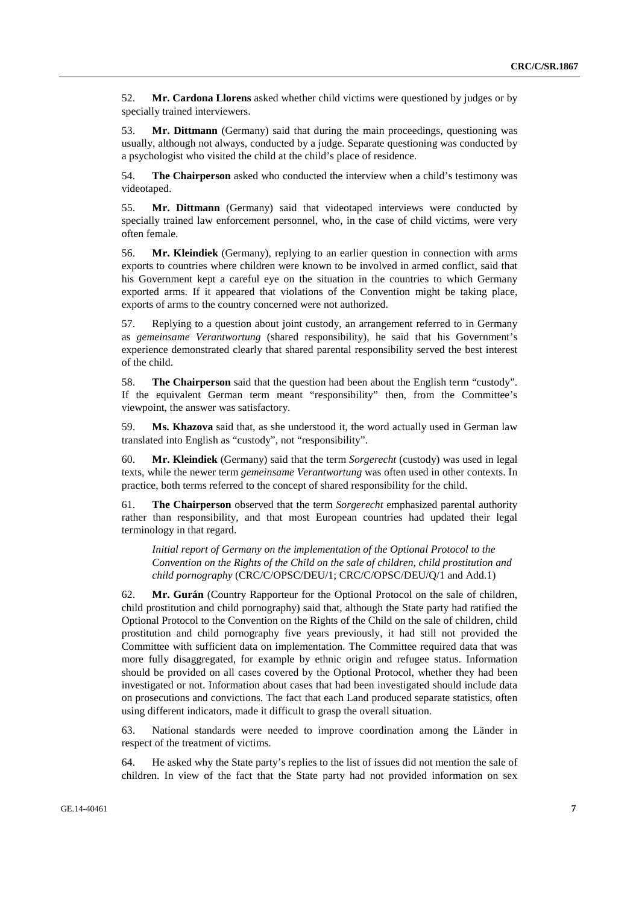52. **Mr. Cardona Llorens** asked whether child victims were questioned by judges or by specially trained interviewers.

53. **Mr. Dittmann** (Germany) said that during the main proceedings, questioning was usually, although not always, conducted by a judge. Separate questioning was conducted by a psychologist who visited the child at the child's place of residence.

54. **The Chairperson** asked who conducted the interview when a child's testimony was videotaped.

55. **Mr. Dittmann** (Germany) said that videotaped interviews were conducted by specially trained law enforcement personnel, who, in the case of child victims, were very often female.

56. **Mr. Kleindiek** (Germany), replying to an earlier question in connection with arms exports to countries where children were known to be involved in armed conflict, said that his Government kept a careful eye on the situation in the countries to which Germany exported arms. If it appeared that violations of the Convention might be taking place, exports of arms to the country concerned were not authorized.

57. Replying to a question about joint custody, an arrangement referred to in Germany as *gemeinsame Verantwortung* (shared responsibility), he said that his Government's experience demonstrated clearly that shared parental responsibility served the best interest of the child.

58. **The Chairperson** said that the question had been about the English term "custody". If the equivalent German term meant "responsibility" then, from the Committee's viewpoint, the answer was satisfactory.

59. **Ms. Khazova** said that, as she understood it, the word actually used in German law translated into English as "custody", not "responsibility".

60. **Mr. Kleindiek** (Germany) said that the term *Sorgerecht* (custody) was used in legal texts, while the newer term *gemeinsame Verantwortung* was often used in other contexts. In practice, both terms referred to the concept of shared responsibility for the child.

61. **The Chairperson** observed that the term *Sorgerecht* emphasized parental authority rather than responsibility, and that most European countries had updated their legal terminology in that regard.

*Initial report of Germany on the implementation of the Optional Protocol to the Convention on the Rights of the Child on the sale of children, child prostitution and child pornography* (CRC/C/OPSC/DEU/1; CRC/C/OPSC/DEU/Q/1 and Add.1)

62. **Mr. Gurán** (Country Rapporteur for the Optional Protocol on the sale of children, child prostitution and child pornography) said that, although the State party had ratified the Optional Protocol to the Convention on the Rights of the Child on the sale of children, child prostitution and child pornography five years previously, it had still not provided the Committee with sufficient data on implementation. The Committee required data that was more fully disaggregated, for example by ethnic origin and refugee status. Information should be provided on all cases covered by the Optional Protocol, whether they had been investigated or not. Information about cases that had been investigated should include data on prosecutions and convictions. The fact that each Land produced separate statistics, often using different indicators, made it difficult to grasp the overall situation.

63. National standards were needed to improve coordination among the Länder in respect of the treatment of victims.

64. He asked why the State party's replies to the list of issues did not mention the sale of children. In view of the fact that the State party had not provided information on sex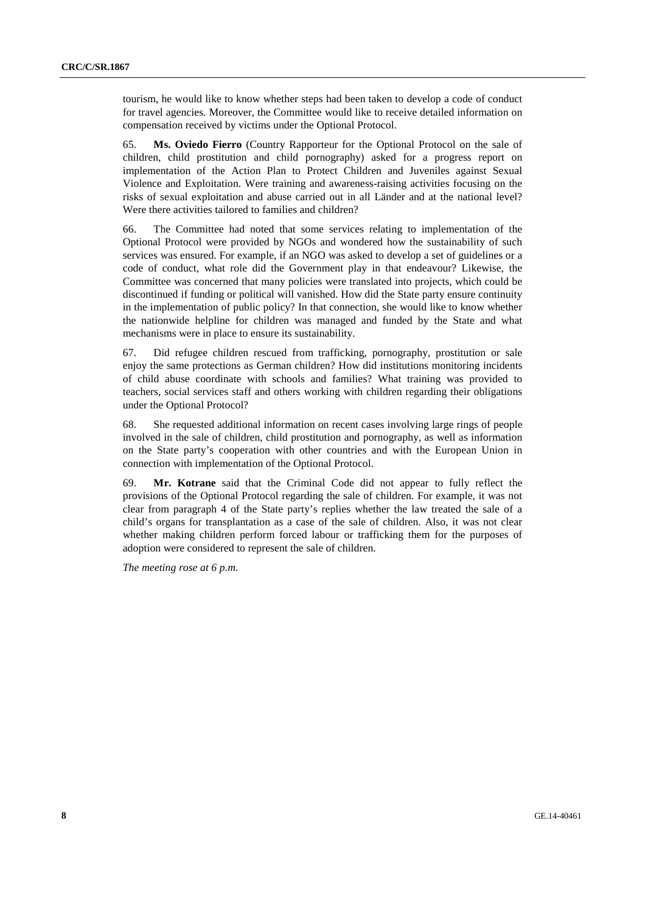tourism, he would like to know whether steps had been taken to develop a code of conduct for travel agencies. Moreover, the Committee would like to receive detailed information on compensation received by victims under the Optional Protocol.

65. **Ms. Oviedo Fierro** (Country Rapporteur for the Optional Protocol on the sale of children, child prostitution and child pornography) asked for a progress report on implementation of the Action Plan to Protect Children and Juveniles against Sexual Violence and Exploitation. Were training and awareness-raising activities focusing on the risks of sexual exploitation and abuse carried out in all Länder and at the national level? Were there activities tailored to families and children?

66. The Committee had noted that some services relating to implementation of the Optional Protocol were provided by NGOs and wondered how the sustainability of such services was ensured. For example, if an NGO was asked to develop a set of guidelines or a code of conduct, what role did the Government play in that endeavour? Likewise, the Committee was concerned that many policies were translated into projects, which could be discontinued if funding or political will vanished. How did the State party ensure continuity in the implementation of public policy? In that connection, she would like to know whether the nationwide helpline for children was managed and funded by the State and what mechanisms were in place to ensure its sustainability.

67. Did refugee children rescued from trafficking, pornography, prostitution or sale enjoy the same protections as German children? How did institutions monitoring incidents of child abuse coordinate with schools and families? What training was provided to teachers, social services staff and others working with children regarding their obligations under the Optional Protocol?

68. She requested additional information on recent cases involving large rings of people involved in the sale of children, child prostitution and pornography, as well as information on the State party's cooperation with other countries and with the European Union in connection with implementation of the Optional Protocol.

69. **Mr. Kotrane** said that the Criminal Code did not appear to fully reflect the provisions of the Optional Protocol regarding the sale of children. For example, it was not clear from paragraph 4 of the State party's replies whether the law treated the sale of a child's organs for transplantation as a case of the sale of children. Also, it was not clear whether making children perform forced labour or trafficking them for the purposes of adoption were considered to represent the sale of children.

*The meeting rose at 6 p.m.*